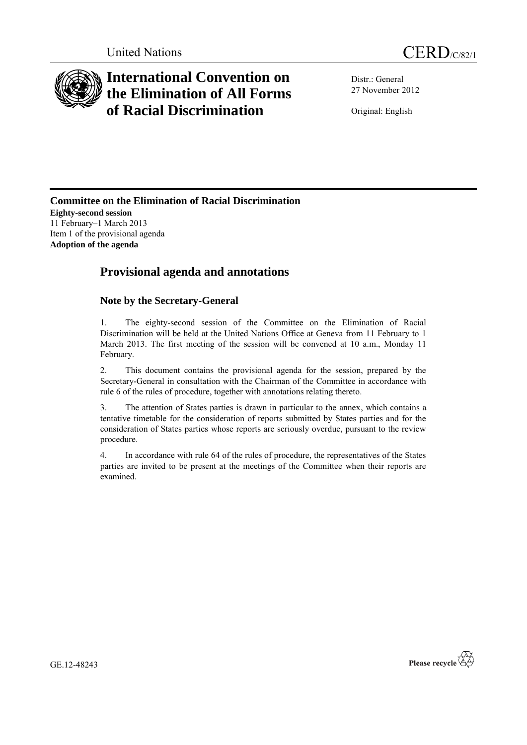United Nations

# CERD/C/82/1

# International Convention on the Elimination of All Forms of Racial Discrimination

Distr.: General
27 November 2012

Original: English

**Committee on the Elimination of Racial Discrimination**
**Eighty-second session**
11 February–1 March 2013
Item 1 of the provisional agenda
**Adoption of the agenda**

## Provisional agenda and annotations

### Note by the Secretary-General

1. The eighty-second session of the Committee on the Elimination of Racial Discrimination will be held at the United Nations Office at Geneva from 11 February to 1 March 2013. The first meeting of the session will be convened at 10 a.m., Monday 11 February.

2. This document contains the provisional agenda for the session, prepared by the Secretary-General in consultation with the Chairman of the Committee in accordance with rule 6 of the rules of procedure, together with annotations relating thereto.

3. The attention of States parties is drawn in particular to the annex, which contains a tentative timetable for the consideration of reports submitted by States parties and for the consideration of States parties whose reports are seriously overdue, pursuant to the review procedure.

4. In accordance with rule 64 of the rules of procedure, the representatives of the States parties are invited to be present at the meetings of the Committee when their reports are examined.

GE.12-48243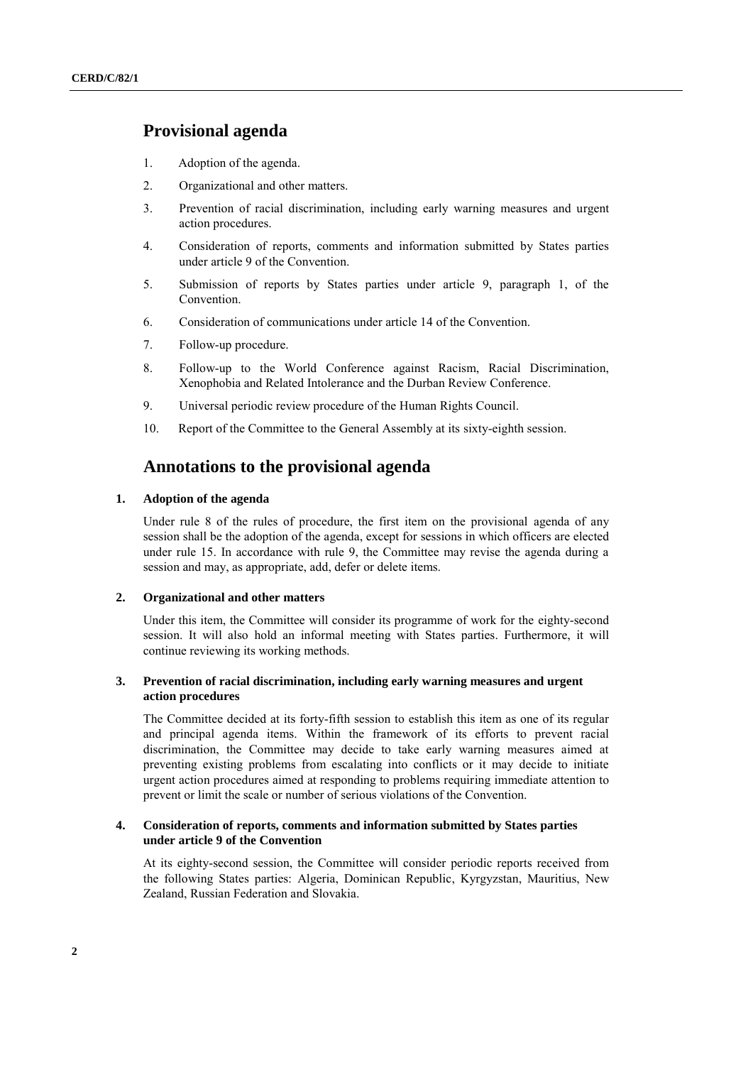## Provisional agenda

1. Adoption of the agenda.
2. Organizational and other matters.
3. Prevention of racial discrimination, including early warning measures and urgent action procedures.
4. Consideration of reports, comments and information submitted by States parties under article 9 of the Convention.
5. Submission of reports by States parties under article 9, paragraph 1, of the Convention.
6. Consideration of communications under article 14 of the Convention.
7. Follow-up procedure.
8. Follow-up to the World Conference against Racism, Racial Discrimination, Xenophobia and Related Intolerance and the Durban Review Conference.
9. Universal periodic review procedure of the Human Rights Council.
10. Report of the Committee to the General Assembly at its sixty-eighth session.

## Annotations to the provisional agenda

### 1. Adoption of the agenda

Under rule 8 of the rules of procedure, the first item on the provisional agenda of any session shall be the adoption of the agenda, except for sessions in which officers are elected under rule 15. In accordance with rule 9, the Committee may revise the agenda during a session and may, as appropriate, add, defer or delete items.

### 2. Organizational and other matters

Under this item, the Committee will consider its programme of work for the eighty-second session. It will also hold an informal meeting with States parties. Furthermore, it will continue reviewing its working methods.

### 3. Prevention of racial discrimination, including early warning measures and urgent action procedures

The Committee decided at its forty-fifth session to establish this item as one of its regular and principal agenda items. Within the framework of its efforts to prevent racial discrimination, the Committee may decide to take early warning measures aimed at preventing existing problems from escalating into conflicts or it may decide to initiate urgent action procedures aimed at responding to problems requiring immediate attention to prevent or limit the scale or number of serious violations of the Convention.

### 4. Consideration of reports, comments and information submitted by States parties under article 9 of the Convention

At its eighty-second session, the Committee will consider periodic reports received from the following States parties: Algeria, Dominican Republic, Kyrgyzstan, Mauritius, New Zealand, Russian Federation and Slovakia.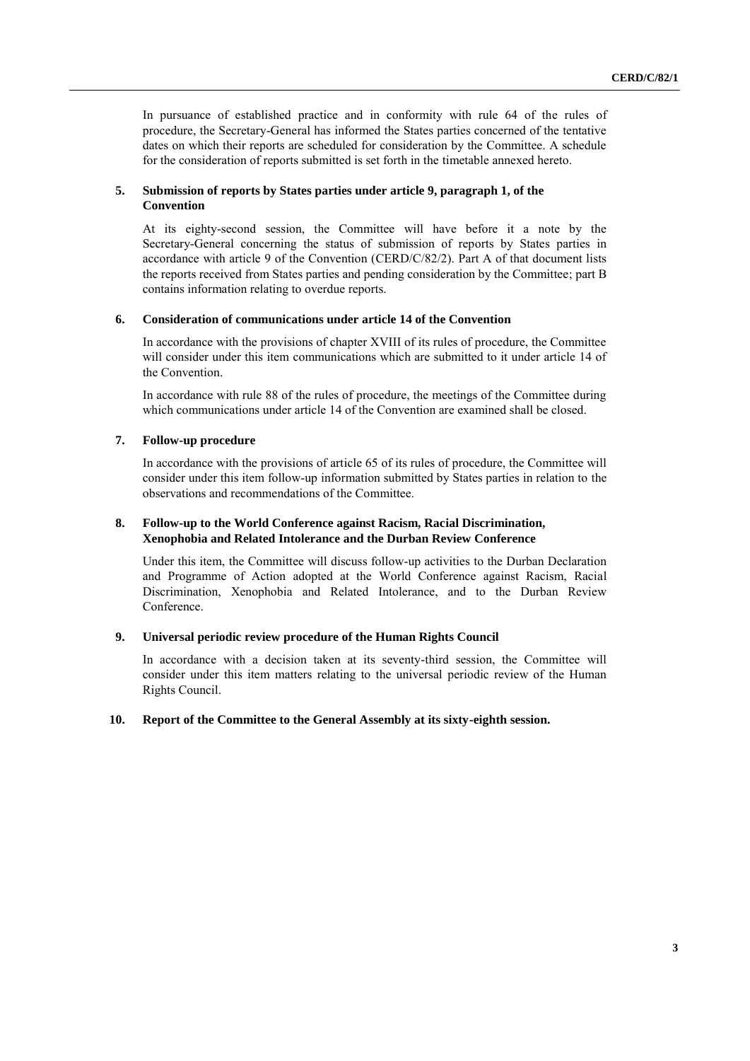In pursuance of established practice and in conformity with rule 64 of the rules of procedure, the Secretary-General has informed the States parties concerned of the tentative dates on which their reports are scheduled for consideration by the Committee. A schedule for the consideration of reports submitted is set forth in the timetable annexed hereto.

### 5. Submission of reports by States parties under article 9, paragraph 1, of the Convention

At its eighty-second session, the Committee will have before it a note by the Secretary-General concerning the status of submission of reports by States parties in accordance with article 9 of the Convention (CERD/C/82/2). Part A of that document lists the reports received from States parties and pending consideration by the Committee; part B contains information relating to overdue reports.

### 6. Consideration of communications under article 14 of the Convention

In accordance with the provisions of chapter XVIII of its rules of procedure, the Committee will consider under this item communications which are submitted to it under article 14 of the Convention.

In accordance with rule 88 of the rules of procedure, the meetings of the Committee during which communications under article 14 of the Convention are examined shall be closed.

### 7. Follow-up procedure

In accordance with the provisions of article 65 of its rules of procedure, the Committee will consider under this item follow-up information submitted by States parties in relation to the observations and recommendations of the Committee.

### 8. Follow-up to the World Conference against Racism, Racial Discrimination, Xenophobia and Related Intolerance and the Durban Review Conference

Under this item, the Committee will discuss follow-up activities to the Durban Declaration and Programme of Action adopted at the World Conference against Racism, Racial Discrimination, Xenophobia and Related Intolerance, and to the Durban Review Conference.

### 9. Universal periodic review procedure of the Human Rights Council

In accordance with a decision taken at its seventy-third session, the Committee will consider under this item matters relating to the universal periodic review of the Human Rights Council.

### 10. Report of the Committee to the General Assembly at its sixty-eighth session.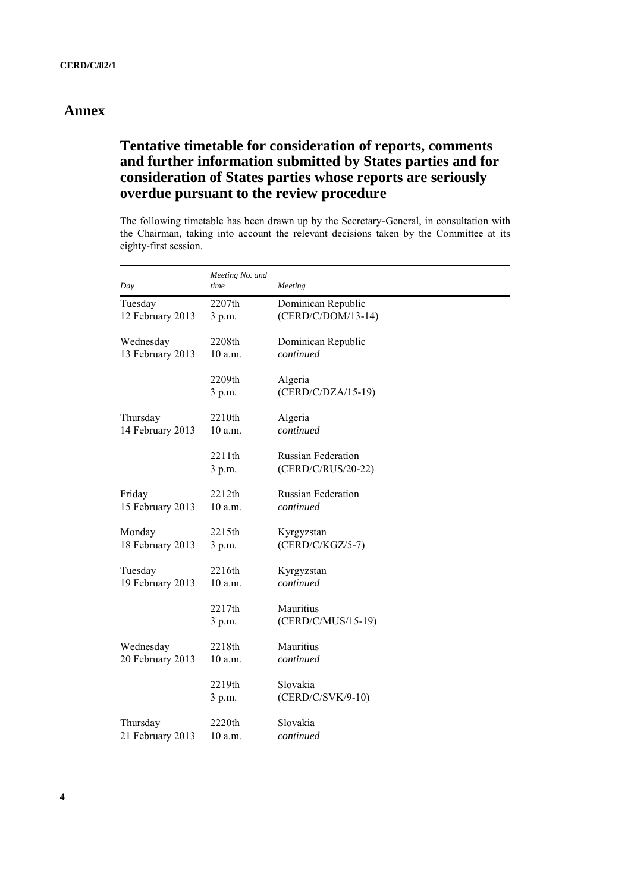# Annex

## Tentative timetable for consideration of reports, comments and further information submitted by States parties and for consideration of States parties whose reports are seriously overdue pursuant to the review procedure

The following timetable has been drawn up by the Secretary-General, in consultation with the Chairman, taking into account the relevant decisions taken by the Committee at its eighty-first session.

| *Day* | *Meeting No. and time* | *Meeting* |
|---|---|---|
| Tuesday 12 February 2013 | 2207th 3 p.m. | Dominican Republic (CERD/C/DOM/13-14) |
| Wednesday 13 February 2013 | 2208th 10 a.m. | Dominican Republic *continued* |
| | 2209th 3 p.m. | Algeria (CERD/C/DZA/15-19) |
| Thursday 14 February 2013 | 2210th 10 a.m. | Algeria *continued* |
| | 2211th 3 p.m. | Russian Federation (CERD/C/RUS/20-22) |
| Friday 15 February 2013 | 2212th 10 a.m. | Russian Federation *continued* |
| Monday 18 February 2013 | 2215th 3 p.m. | Kyrgyzstan (CERD/C/KGZ/5-7) |
| Tuesday 19 February 2013 | 2216th 10 a.m. | Kyrgyzstan *continued* |
| | 2217th 3 p.m. | Mauritius (CERD/C/MUS/15-19) |
| Wednesday 20 February 2013 | 2218th 10 a.m. | Mauritius *continued* |
| | 2219th 3 p.m. | Slovakia (CERD/C/SVK/9-10) |
| Thursday 21 February 2013 | 2220th 10 a.m. | Slovakia *continued* |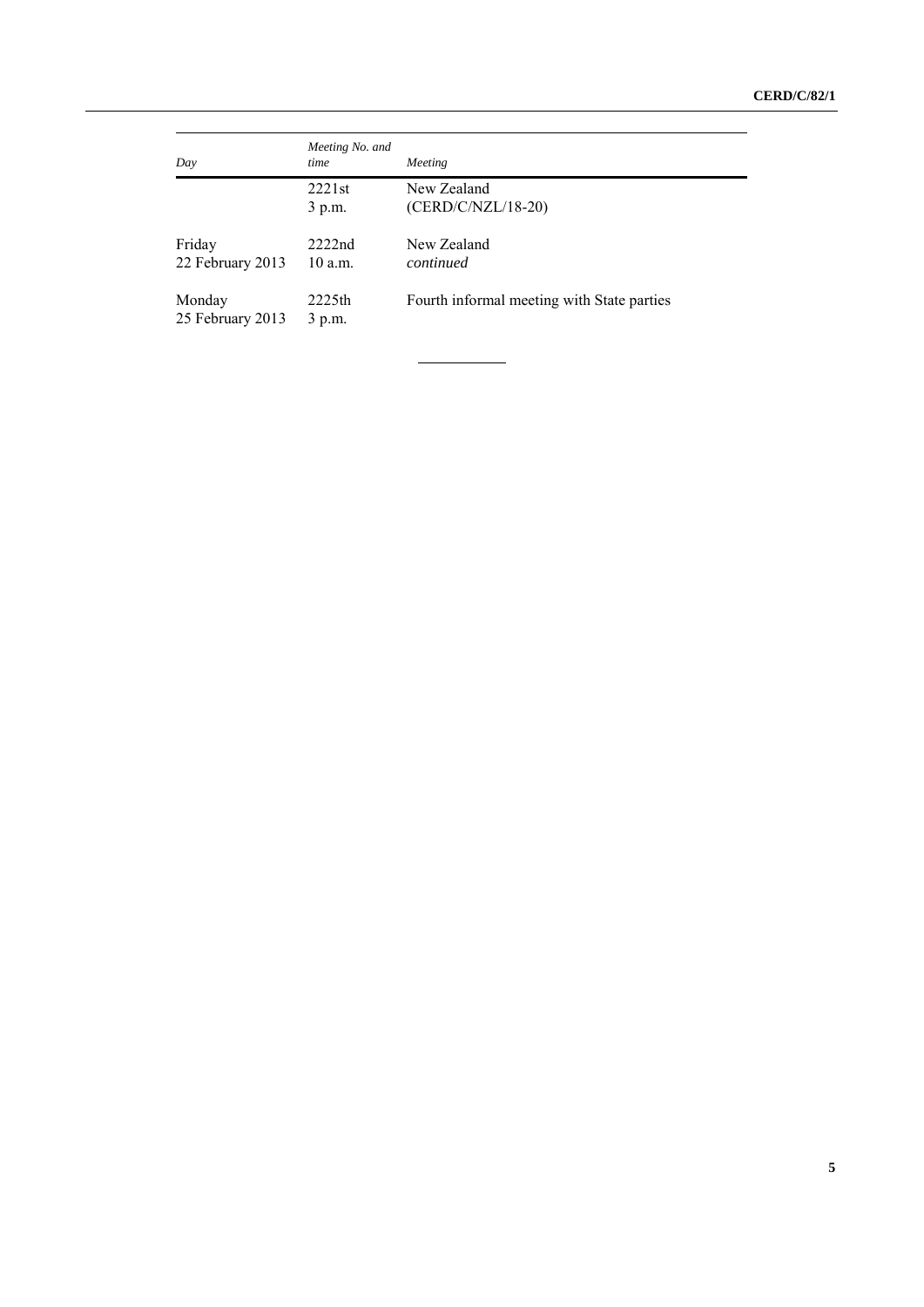| *Day* | *Meeting No. and time* | *Meeting* |
|---|---|---|
| | 2221st<br>3 p.m. | New Zealand<br>(CERD/C/NZL/18-20) |
| Friday<br>22 February 2013 | 2222nd<br>10 a.m. | New Zealand<br>*continued* |
| Monday<br>25 February 2013 | 2225th<br>3 p.m. | Fourth informal meeting with State parties |